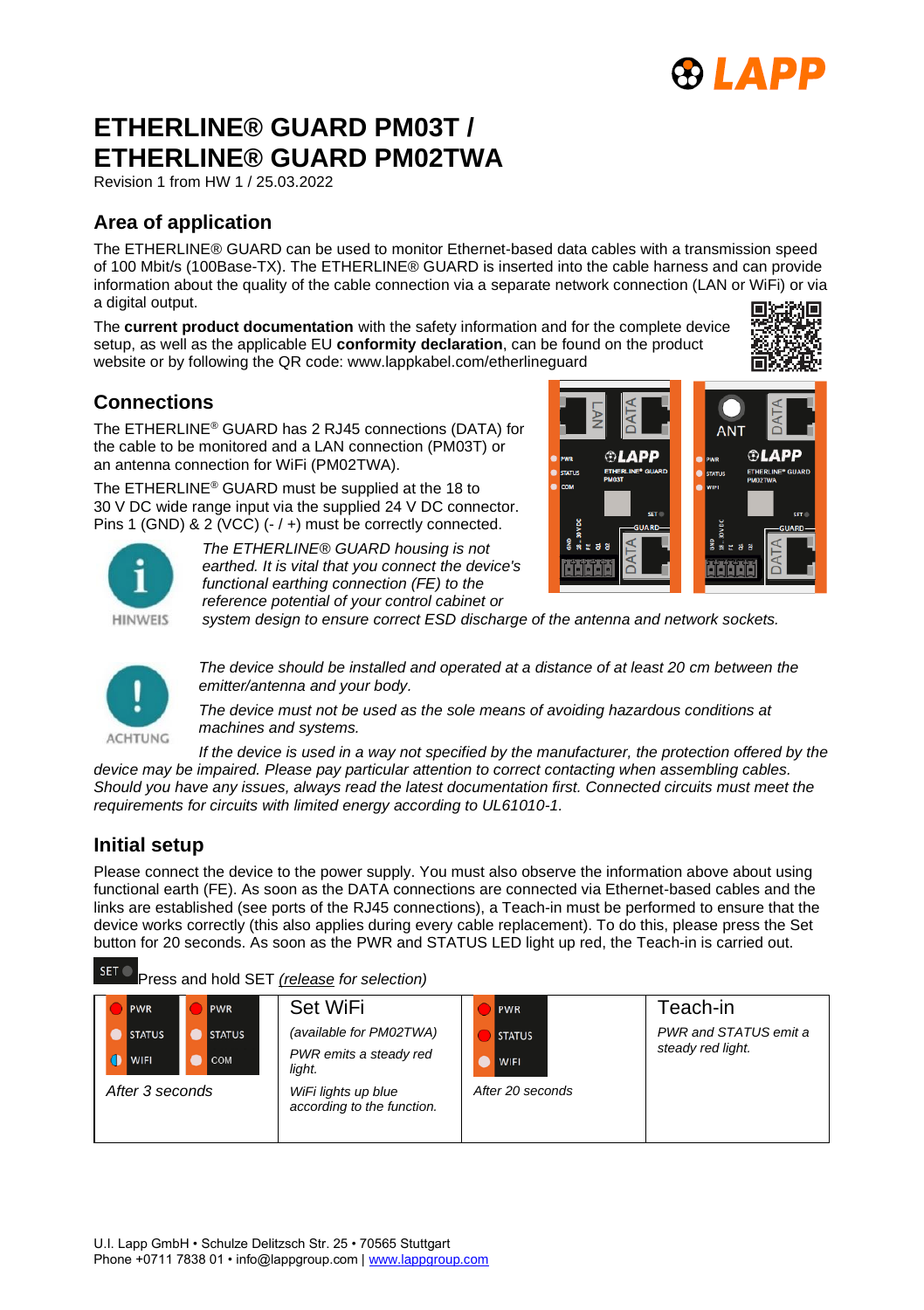# ETHERLINE® GUARD PM03T / ETHERLINE® GUARD PM02TWA

Revision 1 from HW 1 / 25.03.2022

## Area of application

The ETHERLINE® GUARD can be used to monitor Ethernet-based data cables with a transmission speed of 100 Mbit/s (100Base-TX). The ETHERLINE® GUARD is inserted into the cable harness and can provide information about the quality of the cable connection via a separate network connection (LAN or WiFi) or via a digital output.

The **current product documentation** with the safety information and for the complete device setup, as well as the applicable EU **conformity declaration**, can be found on the product website or by following the QR code: www.lappkabel.com/etherlineguard

## Connections

The ETHERLINE® GUARD has 2 RJ45 connections (DATA) for the cable to be monitored and a LAN connection (PM03T) or an antenna connection for WiFi (PM02TWA).

The ETHERLINE® GUARD must be supplied at the 18 to 30 V DC wide range input via the supplied 24 V DC connector. Pins 1 (GND) & 2 (VCC) (- / +) must be correctly connected.

HINWEIS

*The ETHERLINE® GUARD housing is not earthed. It is vital that you connect the device's functional earthing connection (FE) to the reference potential of your control cabinet or system design to ensure correct ESD discharge of the antenna and network sockets.*

ACHTUNG

*The device should be installed and operated at a distance of at least 20 cm between the emitter/antenna and your body.*

*The device must not be used as the sole means of avoiding hazardous conditions at machines and systems.*

*If the device is used in a way not specified by the manufacturer, the protection offered by the device may be impaired. Please pay particular attention to correct contacting when assembling cables. Should you have any issues, always read the latest documentation first. Connected circuits must meet the requirements for circuits with limited energy according to UL61010-1.*

## Initial setup

Please connect the device to the power supply. You must also observe the information above about using functional earth (FE). As soon as the DATA connections are connected via Ethernet-based cables and the links are established (see ports of the RJ45 connections), a Teach-in must be performed to ensure that the device works correctly (this also applies during every cable replacement). To do this, please press the Set button for 20 seconds. As soon as the PWR and STATUS LED light up red, the Teach-in is carried out.

SET Press and hold SET *(release for selection)*

| PWR / STATUS / WIFI — PWR / STATUS / COM | Set WiFi | PWR / STATUS / WIFI | Teach-in |
|---|---|---|---|
| *After 3 seconds* | *(available for PM02TWA)* <br> *PWR emits a steady red light.* <br> *WiFi lights up blue according to the function.* | *After 20 seconds* | *PWR and STATUS emit a steady red light.* |

U.I. Lapp GmbH • Schulze Delitzsch Str. 25 • 70565 Stuttgart
Phone +0711 7838 01 • info@lappgroup.com | www.lappgroup.com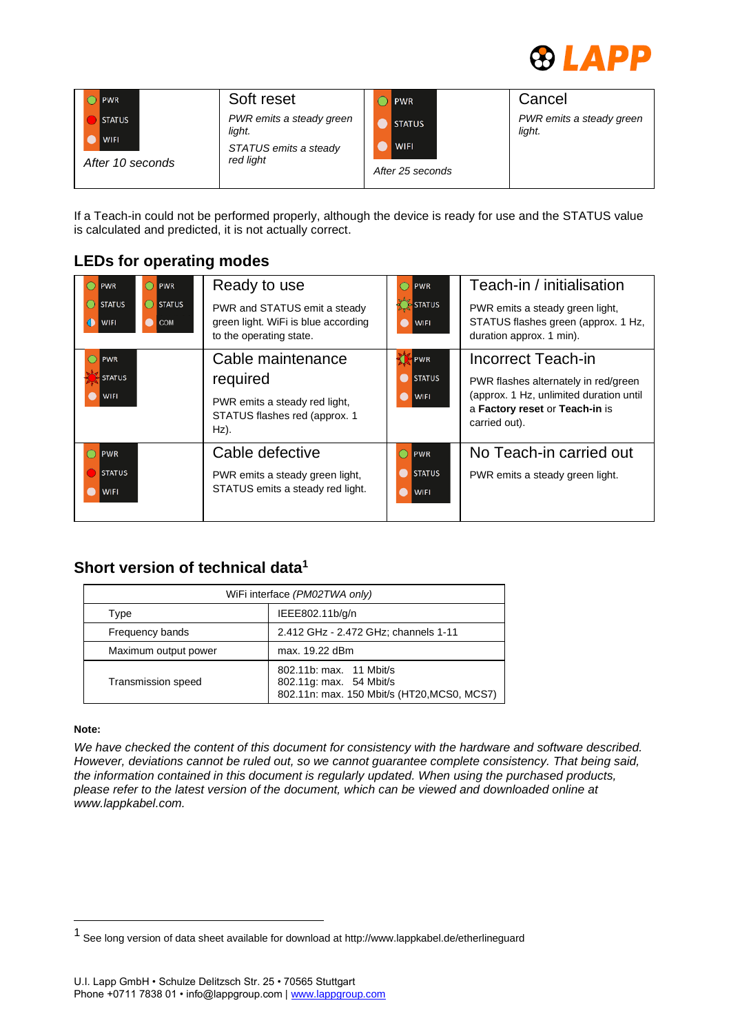| | | | |
|---|---|---|---|
| PWR<br>STATUS<br>WIFI<br>*After 10 seconds* | Soft reset<br>*PWR emits a steady green light.*<br>*STATUS emits a steady red light* | PWR<br>STATUS<br>WIFI<br>*After 25 seconds* | Cancel<br>*PWR emits a steady green light.* |

If a Teach-in could not be performed properly, although the device is ready for use and the STATUS value is calculated and predicted, it is not actually correct.

## LEDs for operating modes

| | | | |
|---|---|---|---|
| PWR / STATUS / WIFI — PWR / STATUS / COM | Ready to use<br>PWR and STATUS emit a steady green light. WiFi is blue according to the operating state. | PWR / STATUS / WIFI | Teach-in / initialisation<br>PWR emits a steady green light, STATUS flashes green (approx. 1 Hz, duration approx. 1 min). |
| PWR / STATUS / WIFI | Cable maintenance required<br>PWR emits a steady red light, STATUS flashes red (approx. 1 Hz). | PWR / STATUS / WIFI | Incorrect Teach-in<br>PWR flashes alternately in red/green (approx. 1 Hz, unlimited duration until a **Factory reset** or **Teach-in** is carried out). |
| PWR / STATUS / WIFI | Cable defective<br>PWR emits a steady green light, STATUS emits a steady red light. | PWR / STATUS / WIFI | No Teach-in carried out<br>PWR emits a steady green light. |

## Short version of technical data[1]

| WiFi interface *(PM02TWA only)* | |
|---|---|
| Type | IEEE802.11b/g/n |
| Frequency bands | 2.412 GHz - 2.472 GHz; channels 1-11 |
| Maximum output power | max. 19.22 dBm |
| Transmission speed | 802.11b: max. 11 Mbit/s<br>802.11g: max. 54 Mbit/s<br>802.11n: max. 150 Mbit/s (HT20,MCS0, MCS7) |

**Note:**

*We have checked the content of this document for consistency with the hardware and software described. However, deviations cannot be ruled out, so we cannot guarantee complete consistency. That being said, the information contained in this document is regularly updated. When using the purchased products, please refer to the latest version of the document, which can be viewed and downloaded online at www.lappkabel.com.*

[1] See long version of data sheet available for download at http://www.lappkabel.de/etherlineguard

U.I. Lapp GmbH • Schulze Delitzsch Str. 25 • 70565 Stuttgart
Phone +0711 7838 01 • info@lappgroup.com | www.lappgroup.com